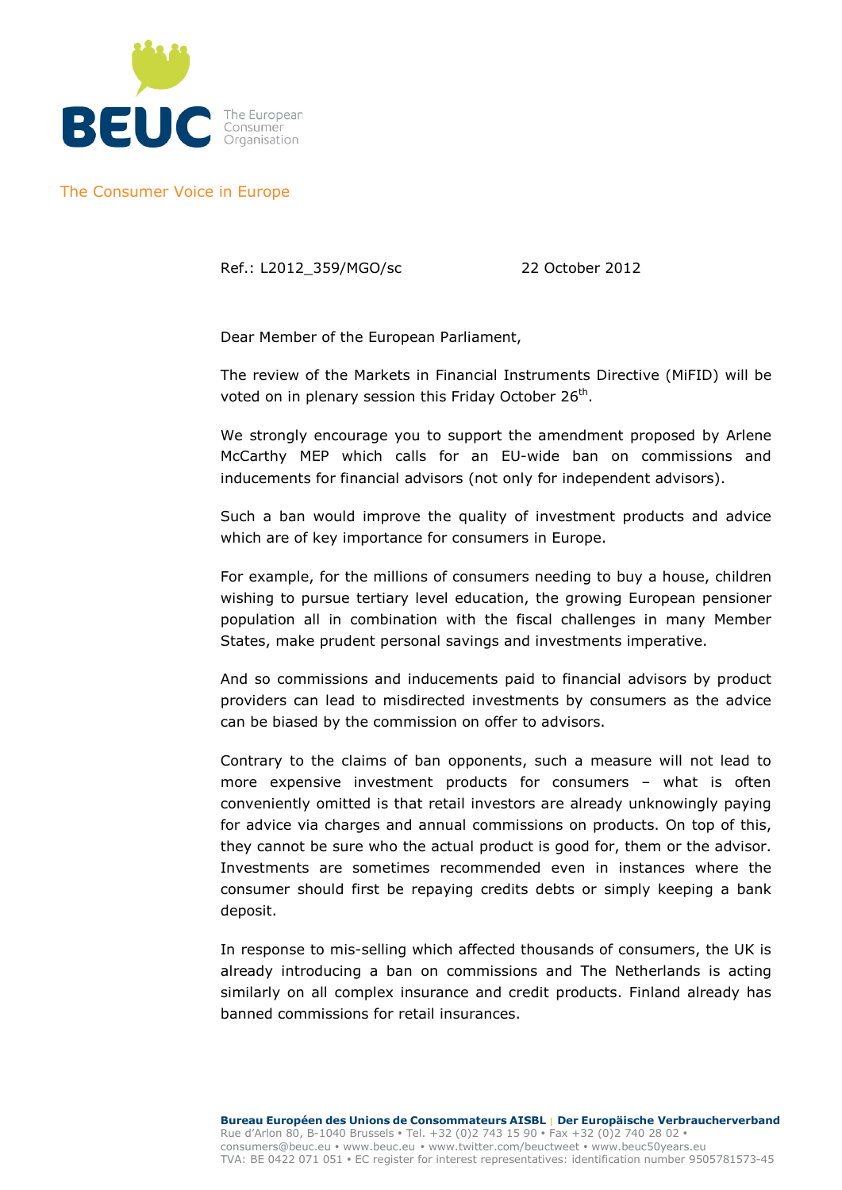BEUC The European Consumer Organisation

The Consumer Voice in Europe

Ref.: L2012_359/MGO/sc 22 October 2012

Dear Member of the European Parliament,

The review of the Markets in Financial Instruments Directive (MiFID) will be voted on in plenary session this Friday October 26th.

We strongly encourage you to support the amendment proposed by Arlene McCarthy MEP which calls for an EU-wide ban on commissions and inducements for financial advisors (not only for independent advisors).

Such a ban would improve the quality of investment products and advice which are of key importance for consumers in Europe.

For example, for the millions of consumers needing to buy a house, children wishing to pursue tertiary level education, the growing European pensioner population all in combination with the fiscal challenges in many Member States, make prudent personal savings and investments imperative.

And so commissions and inducements paid to financial advisors by product providers can lead to misdirected investments by consumers as the advice can be biased by the commission on offer to advisors.

Contrary to the claims of ban opponents, such a measure will not lead to more expensive investment products for consumers – what is often conveniently omitted is that retail investors are already unknowingly paying for advice via charges and annual commissions on products. On top of this, they cannot be sure who the actual product is good for, them or the advisor. Investments are sometimes recommended even in instances where the consumer should first be repaying credits debts or simply keeping a bank deposit.

In response to mis-selling which affected thousands of consumers, the UK is already introducing a ban on commissions and The Netherlands is acting similarly on all complex insurance and credit products. Finland already has banned commissions for retail insurances.

**Bureau Européen des Unions de Consommateurs AISBL | Der Europäische Verbraucherverband**
Rue d'Arlon 80, B-1040 Brussels • Tel. +32 (0)2 743 15 90 • Fax +32 (0)2 740 28 02 •
consumers@beuc.eu • www.beuc.eu • www.twitter.com/beuctweet • www.beuc50years.eu
TVA: BE 0422 071 051 • EC register for interest representatives: identification number 9505781573-45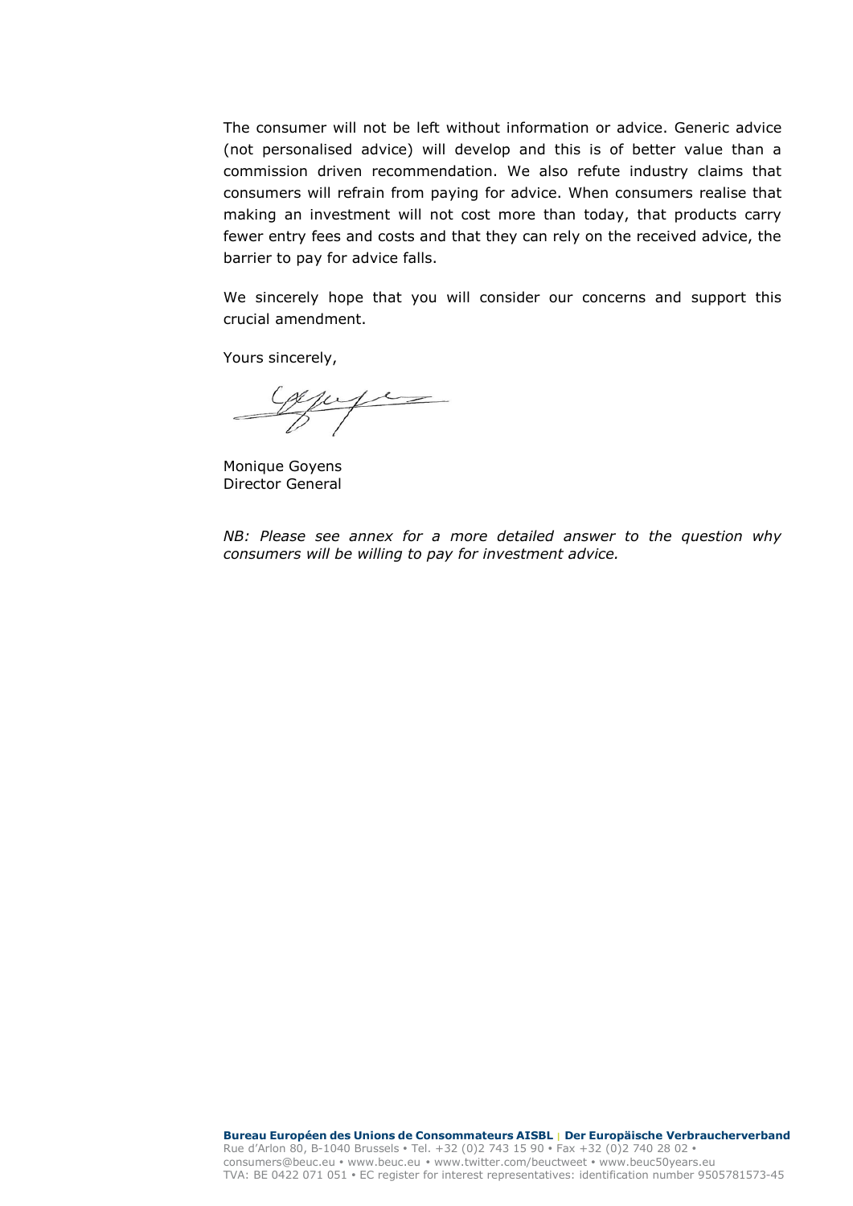The consumer will not be left without information or advice. Generic advice (not personalised advice) will develop and this is of better value than a commission driven recommendation. We also refute industry claims that consumers will refrain from paying for advice. When consumers realise that making an investment will not cost more than today, that products carry fewer entry fees and costs and that they can rely on the received advice, the barrier to pay for advice falls.

We sincerely hope that you will consider our concerns and support this crucial amendment.

Yours sincerely,

Monique Goyens
Director General

*NB: Please see annex for a more detailed answer to the question why consumers will be willing to pay for investment advice.*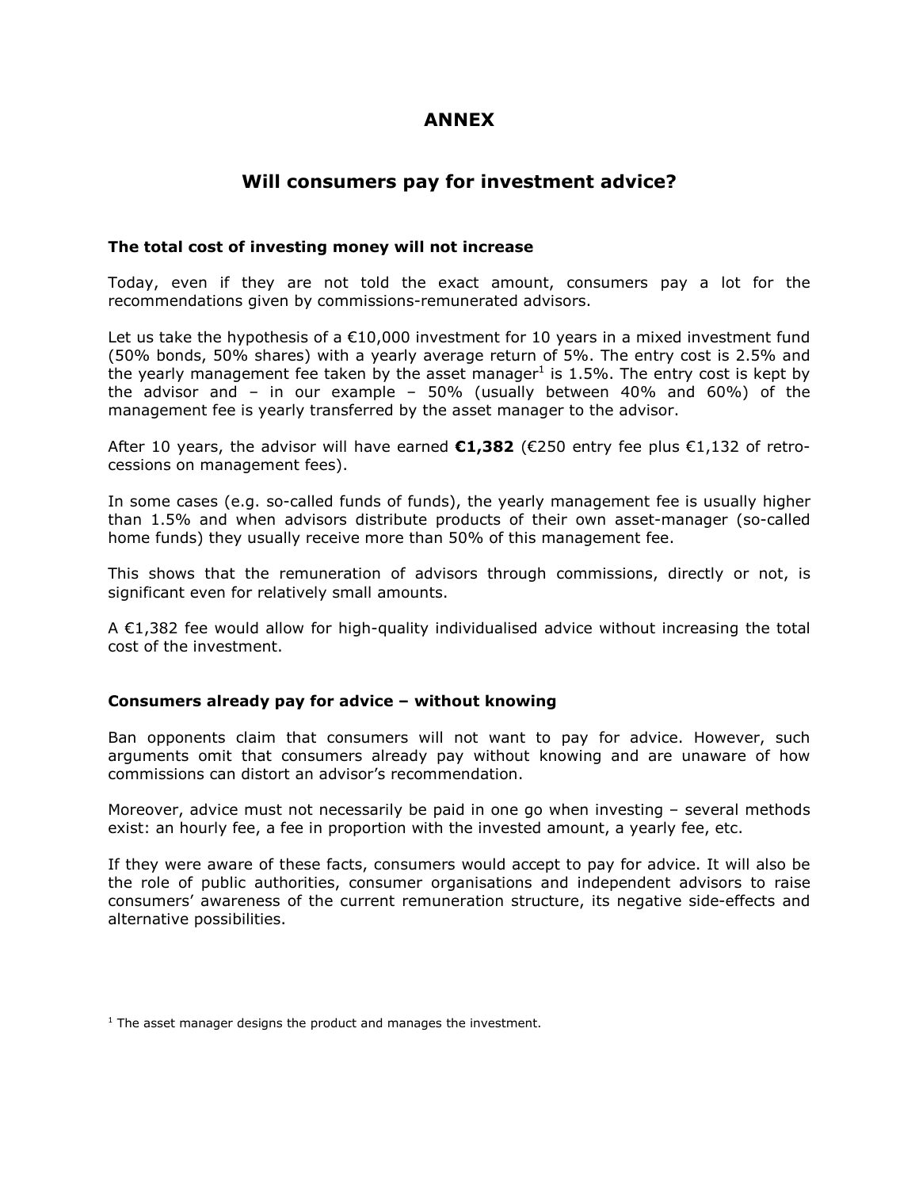# ANNEX

## Will consumers pay for investment advice?

### The total cost of investing money will not increase

Today, even if they are not told the exact amount, consumers pay a lot for the recommendations given by commissions-remunerated advisors.

Let us take the hypothesis of a €10,000 investment for 10 years in a mixed investment fund (50% bonds, 50% shares) with a yearly average return of 5%. The entry cost is 2.5% and the yearly management fee taken by the asset manager[1] is 1.5%. The entry cost is kept by the advisor and – in our example – 50% (usually between 40% and 60%) of the management fee is yearly transferred by the asset manager to the advisor.

After 10 years, the advisor will have earned **€1,382** (€250 entry fee plus €1,132 of retro-cessions on management fees).

In some cases (e.g. so-called funds of funds), the yearly management fee is usually higher than 1.5% and when advisors distribute products of their own asset-manager (so-called home funds) they usually receive more than 50% of this management fee.

This shows that the remuneration of advisors through commissions, directly or not, is significant even for relatively small amounts.

A €1,382 fee would allow for high-quality individualised advice without increasing the total cost of the investment.

### Consumers already pay for advice – without knowing

Ban opponents claim that consumers will not want to pay for advice. However, such arguments omit that consumers already pay without knowing and are unaware of how commissions can distort an advisor's recommendation.

Moreover, advice must not necessarily be paid in one go when investing – several methods exist: an hourly fee, a fee in proportion with the invested amount, a yearly fee, etc.

If they were aware of these facts, consumers would accept to pay for advice. It will also be the role of public authorities, consumer organisations and independent advisors to raise consumers' awareness of the current remuneration structure, its negative side-effects and alternative possibilities.

[1] The asset manager designs the product and manages the investment.